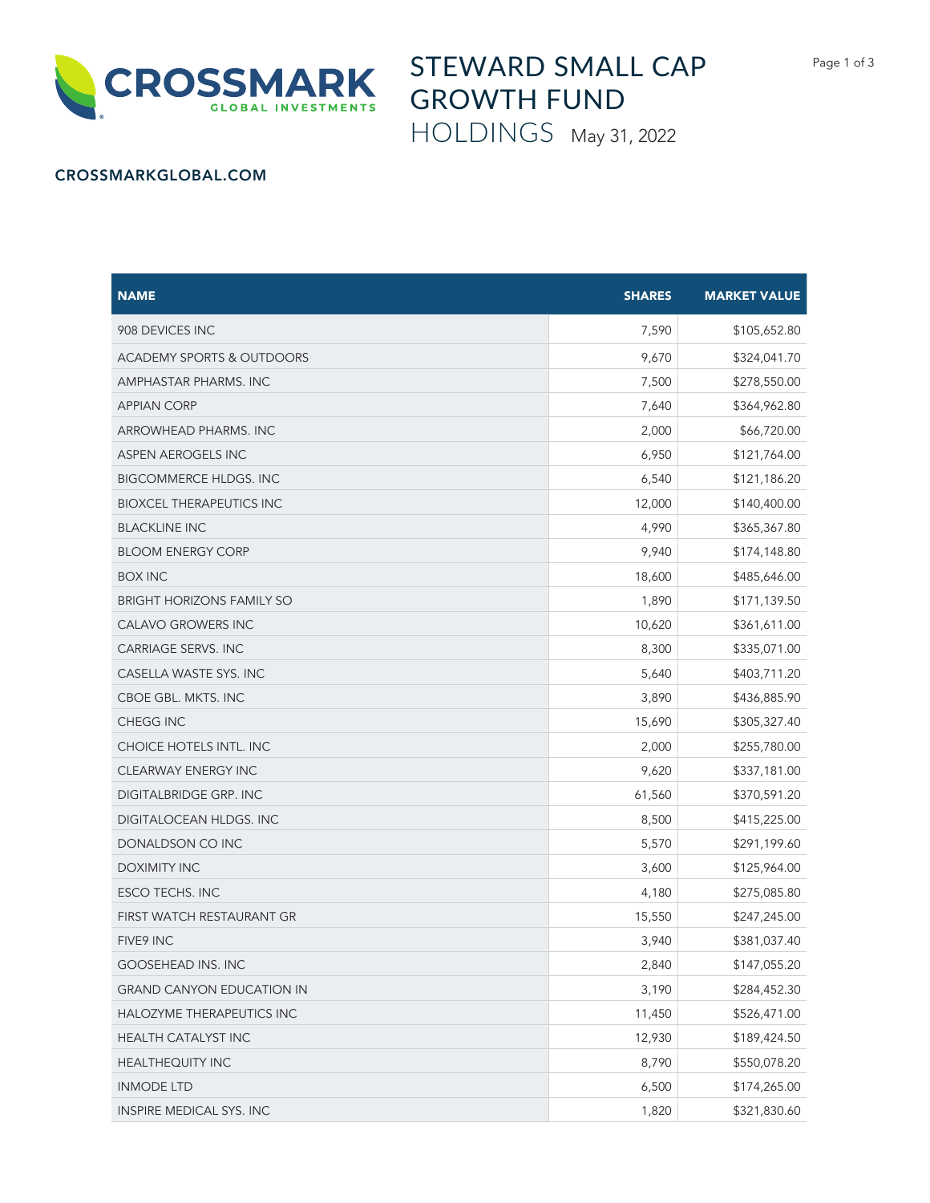CROSSMARK GLOBAL INVESTMENTS

# STEWARD SMALL CAP GROWTH FUND

## HOLDINGS May 31, 2022

**CROSSMARKGLOBAL.COM**

| NAME | SHARES | MARKET VALUE |
|---|---|---|
| 908 DEVICES INC | 7,590 | $105,652.80 |
| ACADEMY SPORTS & OUTDOORS | 9,670 | $324,041.70 |
| AMPHASTAR PHARMS. INC | 7,500 | $278,550.00 |
| APPIAN CORP | 7,640 | $364,962.80 |
| ARROWHEAD PHARMS. INC | 2,000 | $66,720.00 |
| ASPEN AEROGELS INC | 6,950 | $121,764.00 |
| BIGCOMMERCE HLDGS. INC | 6,540 | $121,186.20 |
| BIOXCEL THERAPEUTICS INC | 12,000 | $140,400.00 |
| BLACKLINE INC | 4,990 | $365,367.80 |
| BLOOM ENERGY CORP | 9,940 | $174,148.80 |
| BOX INC | 18,600 | $485,646.00 |
| BRIGHT HORIZONS FAMILY SO | 1,890 | $171,139.50 |
| CALAVO GROWERS INC | 10,620 | $361,611.00 |
| CARRIAGE SERVS. INC | 8,300 | $335,071.00 |
| CASELLA WASTE SYS. INC | 5,640 | $403,711.20 |
| CBOE GBL. MKTS. INC | 3,890 | $436,885.90 |
| CHEGG INC | 15,690 | $305,327.40 |
| CHOICE HOTELS INTL. INC | 2,000 | $255,780.00 |
| CLEARWAY ENERGY INC | 9,620 | $337,181.00 |
| DIGITALBRIDGE GRP. INC | 61,560 | $370,591.20 |
| DIGITALOCEAN HLDGS. INC | 8,500 | $415,225.00 |
| DONALDSON CO INC | 5,570 | $291,199.60 |
| DOXIMITY INC | 3,600 | $125,964.00 |
| ESCO TECHS. INC | 4,180 | $275,085.80 |
| FIRST WATCH RESTAURANT GR | 15,550 | $247,245.00 |
| FIVE9 INC | 3,940 | $381,037.40 |
| GOOSEHEAD INS. INC | 2,840 | $147,055.20 |
| GRAND CANYON EDUCATION IN | 3,190 | $284,452.30 |
| HALOZYME THERAPEUTICS INC | 11,450 | $526,471.00 |
| HEALTH CATALYST INC | 12,930 | $189,424.50 |
| HEALTHEQUITY INC | 8,790 | $550,078.20 |
| INMODE LTD | 6,500 | $174,265.00 |
| INSPIRE MEDICAL SYS. INC | 1,820 | $321,830.60 |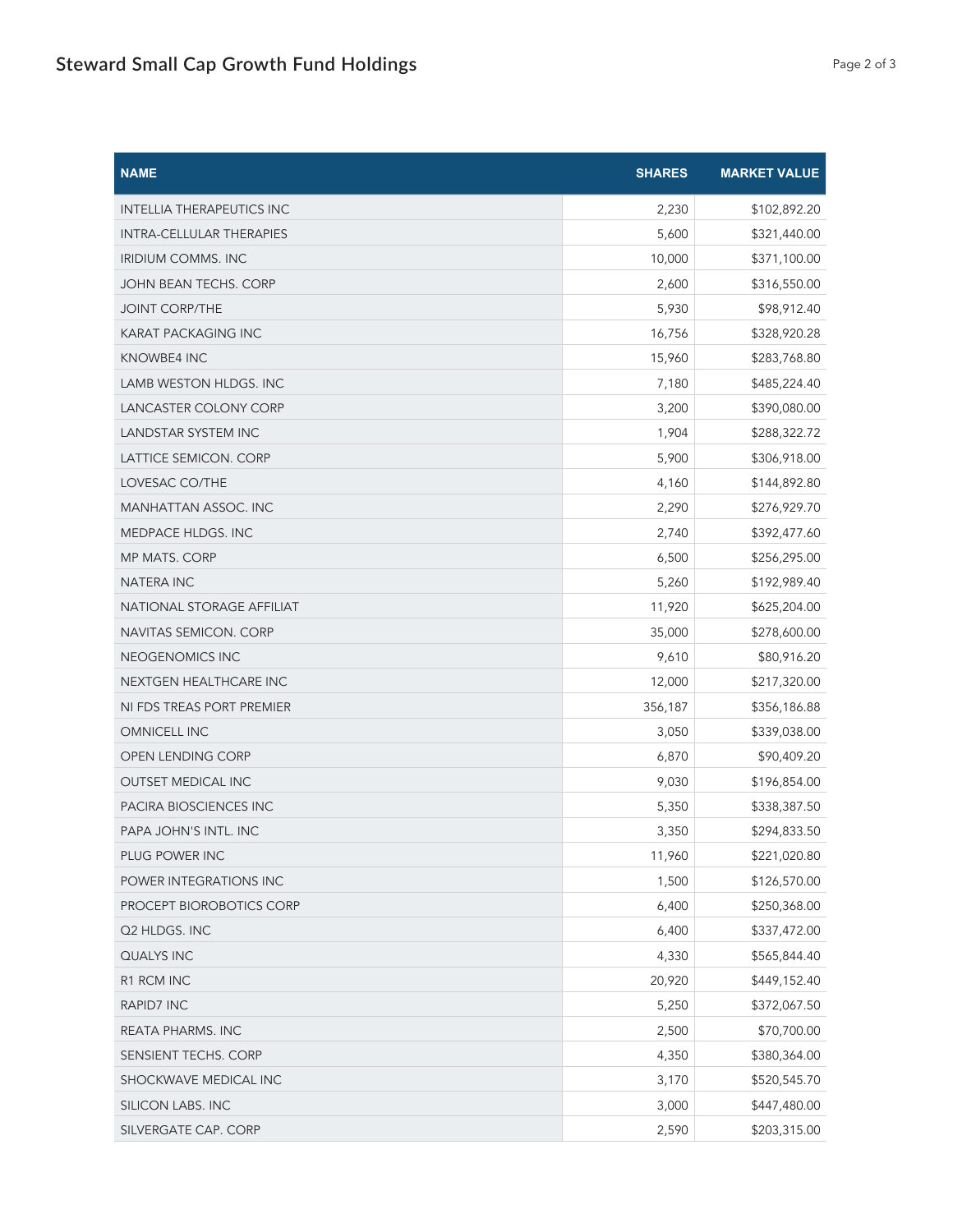| NAME | SHARES | MARKET VALUE |
| --- | --- | --- |
| INTELLIA THERAPEUTICS INC | 2,230 | $102,892.20 |
| INTRA-CELLULAR THERAPIES | 5,600 | $321,440.00 |
| IRIDIUM COMMS. INC | 10,000 | $371,100.00 |
| JOHN BEAN TECHS. CORP | 2,600 | $316,550.00 |
| JOINT CORP/THE | 5,930 | $98,912.40 |
| KARAT PACKAGING INC | 16,756 | $328,920.28 |
| KNOWBE4 INC | 15,960 | $283,768.80 |
| LAMB WESTON HLDGS. INC | 7,180 | $485,224.40 |
| LANCASTER COLONY CORP | 3,200 | $390,080.00 |
| LANDSTAR SYSTEM INC | 1,904 | $288,322.72 |
| LATTICE SEMICON. CORP | 5,900 | $306,918.00 |
| LOVESAC CO/THE | 4,160 | $144,892.80 |
| MANHATTAN ASSOC. INC | 2,290 | $276,929.70 |
| MEDPACE HLDGS. INC | 2,740 | $392,477.60 |
| MP MATS. CORP | 6,500 | $256,295.00 |
| NATERA INC | 5,260 | $192,989.40 |
| NATIONAL STORAGE AFFILIAT | 11,920 | $625,204.00 |
| NAVITAS SEMICON. CORP | 35,000 | $278,600.00 |
| NEOGENOMICS INC | 9,610 | $80,916.20 |
| NEXTGEN HEALTHCARE INC | 12,000 | $217,320.00 |
| NI FDS TREAS PORT PREMIER | 356,187 | $356,186.88 |
| OMNICELL INC | 3,050 | $339,038.00 |
| OPEN LENDING CORP | 6,870 | $90,409.20 |
| OUTSET MEDICAL INC | 9,030 | $196,854.00 |
| PACIRA BIOSCIENCES INC | 5,350 | $338,387.50 |
| PAPA JOHN'S INTL. INC | 3,350 | $294,833.50 |
| PLUG POWER INC | 11,960 | $221,020.80 |
| POWER INTEGRATIONS INC | 1,500 | $126,570.00 |
| PROCEPT BIOROBOTICS CORP | 6,400 | $250,368.00 |
| Q2 HLDGS. INC | 6,400 | $337,472.00 |
| QUALYS INC | 4,330 | $565,844.40 |
| R1 RCM INC | 20,920 | $449,152.40 |
| RAPID7 INC | 5,250 | $372,067.50 |
| REATA PHARMS. INC | 2,500 | $70,700.00 |
| SENSIENT TECHS. CORP | 4,350 | $380,364.00 |
| SHOCKWAVE MEDICAL INC | 3,170 | $520,545.70 |
| SILICON LABS. INC | 3,000 | $447,480.00 |
| SILVERGATE CAP. CORP | 2,590 | $203,315.00 |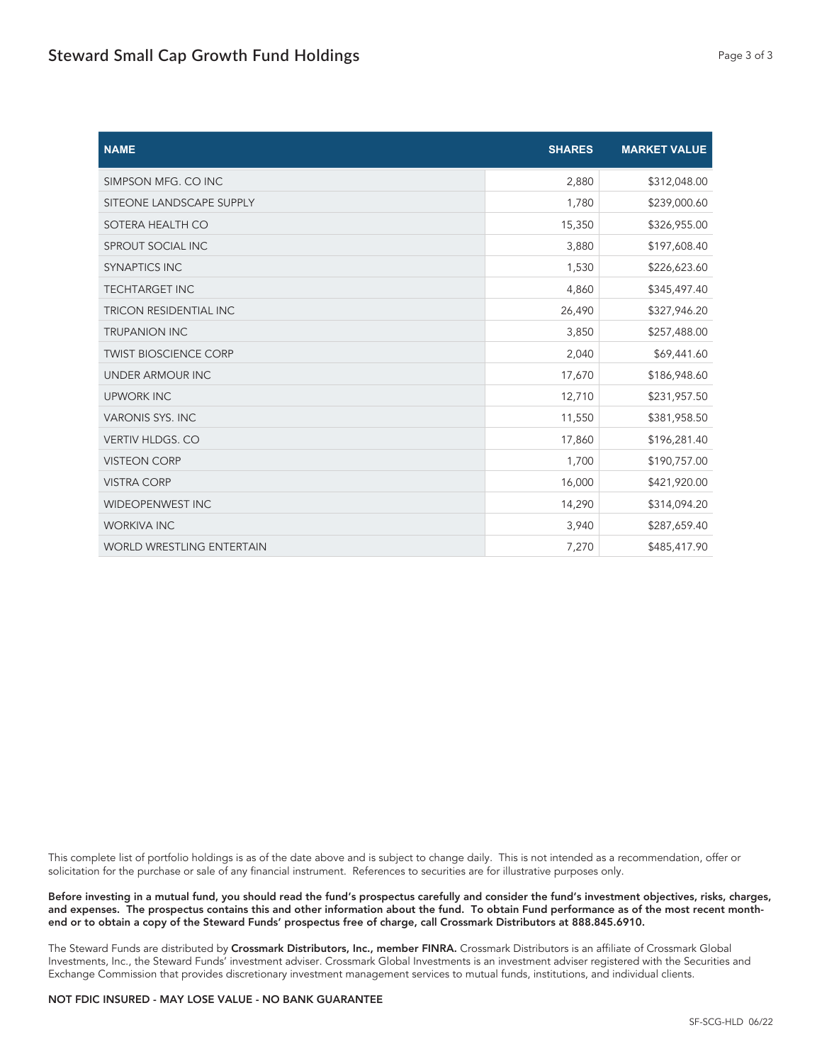| NAME | SHARES | MARKET VALUE |
|---|---|---|
| SIMPSON MFG. CO INC | 2,880 | $312,048.00 |
| SITEONE LANDSCAPE SUPPLY | 1,780 | $239,000.60 |
| SOTERA HEALTH CO | 15,350 | $326,955.00 |
| SPROUT SOCIAL INC | 3,880 | $197,608.40 |
| SYNAPTICS INC | 1,530 | $226,623.60 |
| TECHTARGET INC | 4,860 | $345,497.40 |
| TRICON RESIDENTIAL INC | 26,490 | $327,946.20 |
| TRUPANION INC | 3,850 | $257,488.00 |
| TWIST BIOSCIENCE CORP | 2,040 | $69,441.60 |
| UNDER ARMOUR INC | 17,670 | $186,948.60 |
| UPWORK INC | 12,710 | $231,957.50 |
| VARONIS SYS. INC | 11,550 | $381,958.50 |
| VERTIV HLDGS. CO | 17,860 | $196,281.40 |
| VISTEON CORP | 1,700 | $190,757.00 |
| VISTRA CORP | 16,000 | $421,920.00 |
| WIDEOPENWEST INC | 14,290 | $314,094.20 |
| WORKIVA INC | 3,940 | $287,659.40 |
| WORLD WRESTLING ENTERTAIN | 7,270 | $485,417.90 |

This complete list of portfolio holdings is as of the date above and is subject to change daily. This is not intended as a recommendation, offer or solicitation for the purchase or sale of any financial instrument. References to securities are for illustrative purposes only.

**Before investing in a mutual fund, you should read the fund's prospectus carefully and consider the fund's investment objectives, risks, charges, and expenses. The prospectus contains this and other information about the fund. To obtain Fund performance as of the most recent month-end or to obtain a copy of the Steward Funds' prospectus free of charge, call Crossmark Distributors at 888.845.6910.**

The Steward Funds are distributed by **Crossmark Distributors, Inc., member FINRA.** Crossmark Distributors is an affiliate of Crossmark Global Investments, Inc., the Steward Funds' investment adviser. Crossmark Global Investments is an investment adviser registered with the Securities and Exchange Commission that provides discretionary investment management services to mutual funds, institutions, and individual clients.

**NOT FDIC INSURED - MAY LOSE VALUE - NO BANK GUARANTEE**

SF-SCG-HLD 06/22